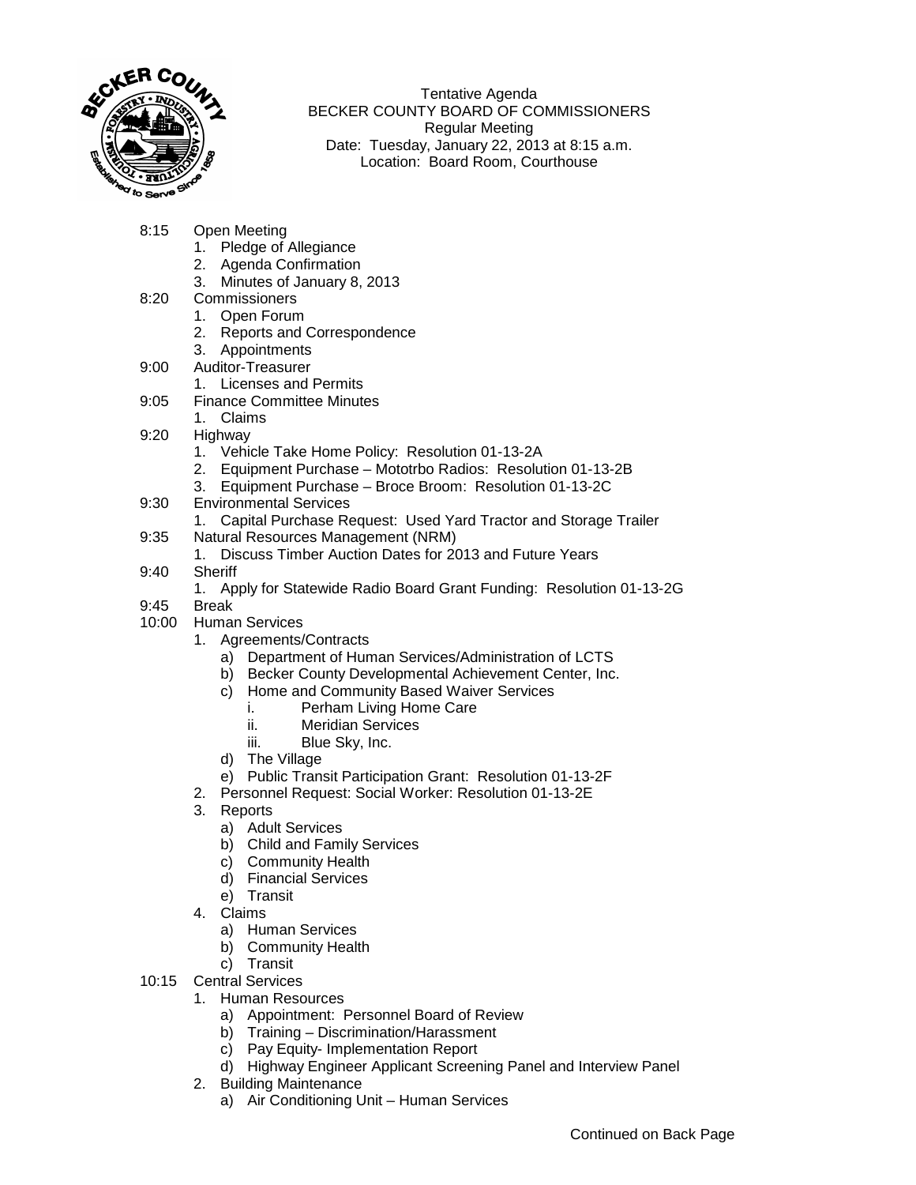Tentative Agenda
BECKER COUNTY BOARD OF COMMISSIONERS
Regular Meeting
Date: Tuesday, January 22, 2013 at 8:15 a.m.
Location: Board Room, Courthouse

8:15 Open Meeting
1. Pledge of Allegiance
2. Agenda Confirmation
3. Minutes of January 8, 2013

8:20 Commissioners
1. Open Forum
2. Reports and Correspondence
3. Appointments

9:00 Auditor-Treasurer
1. Licenses and Permits

9:05 Finance Committee Minutes
1. Claims

9:20 Highway
1. Vehicle Take Home Policy: Resolution 01-13-2A
2. Equipment Purchase – Mototrbo Radios: Resolution 01-13-2B
3. Equipment Purchase – Broce Broom: Resolution 01-13-2C

9:30 Environmental Services
1. Capital Purchase Request: Used Yard Tractor and Storage Trailer

9:35 Natural Resources Management (NRM)
1. Discuss Timber Auction Dates for 2013 and Future Years

9:40 Sheriff
1. Apply for Statewide Radio Board Grant Funding: Resolution 01-13-2G

9:45 Break

10:00 Human Services
1. Agreements/Contracts
   a) Department of Human Services/Administration of LCTS
   b) Becker County Developmental Achievement Center, Inc.
   c) Home and Community Based Waiver Services
      i. Perham Living Home Care
      ii. Meridian Services
      iii. Blue Sky, Inc.
   d) The Village
   e) Public Transit Participation Grant: Resolution 01-13-2F
2. Personnel Request: Social Worker: Resolution 01-13-2E
3. Reports
   a) Adult Services
   b) Child and Family Services
   c) Community Health
   d) Financial Services
   e) Transit
4. Claims
   a) Human Services
   b) Community Health
   c) Transit

10:15 Central Services
1. Human Resources
   a) Appointment: Personnel Board of Review
   b) Training – Discrimination/Harassment
   c) Pay Equity- Implementation Report
   d) Highway Engineer Applicant Screening Panel and Interview Panel
2. Building Maintenance
   a) Air Conditioning Unit – Human Services

Continued on Back Page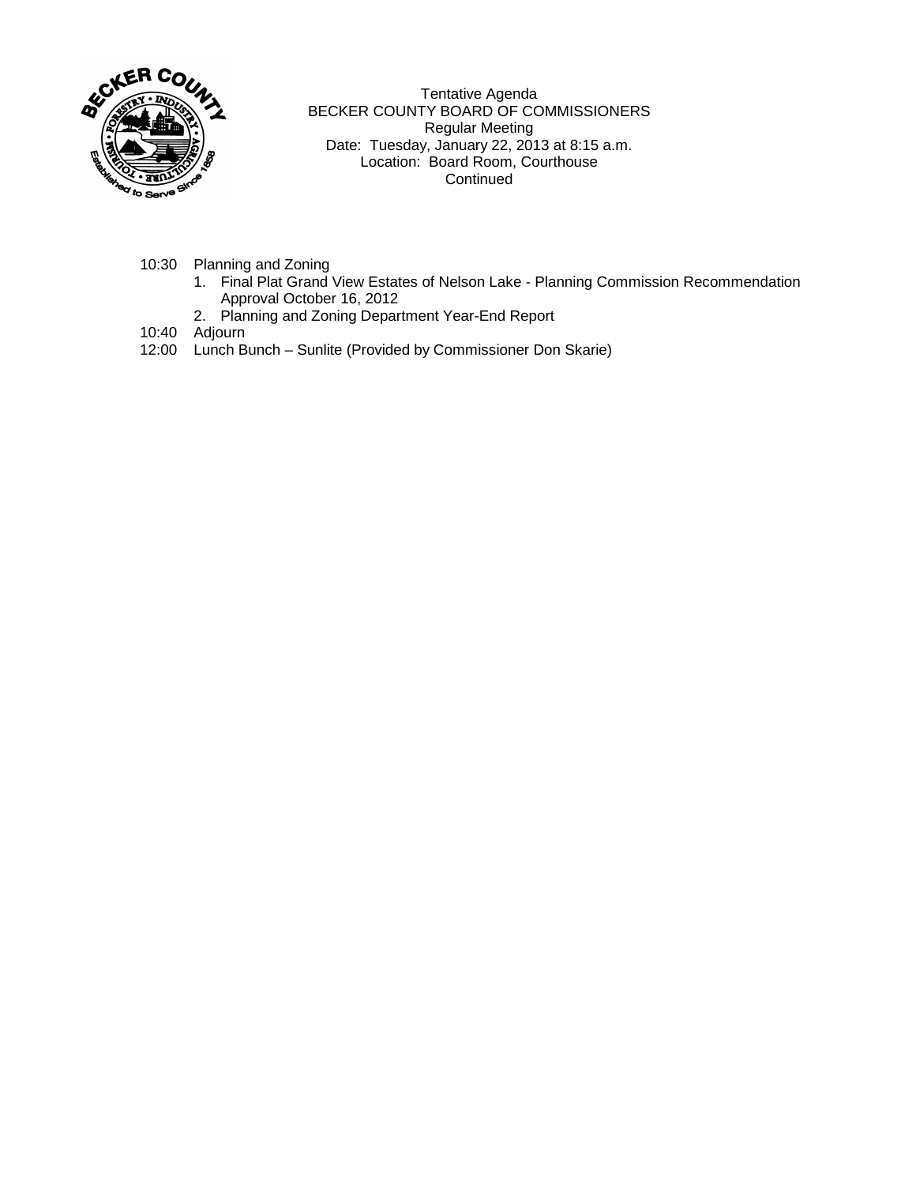Tentative Agenda
BECKER COUNTY BOARD OF COMMISSIONERS
Regular Meeting
Date: Tuesday, January 22, 2013 at 8:15 a.m.
Location: Board Room, Courthouse
Continued

10:30 Planning and Zoning
1. Final Plat Grand View Estates of Nelson Lake - Planning Commission Recommendation Approval October 16, 2012
2. Planning and Zoning Department Year-End Report

10:40 Adjourn

12:00 Lunch Bunch – Sunlite (Provided by Commissioner Don Skarie)